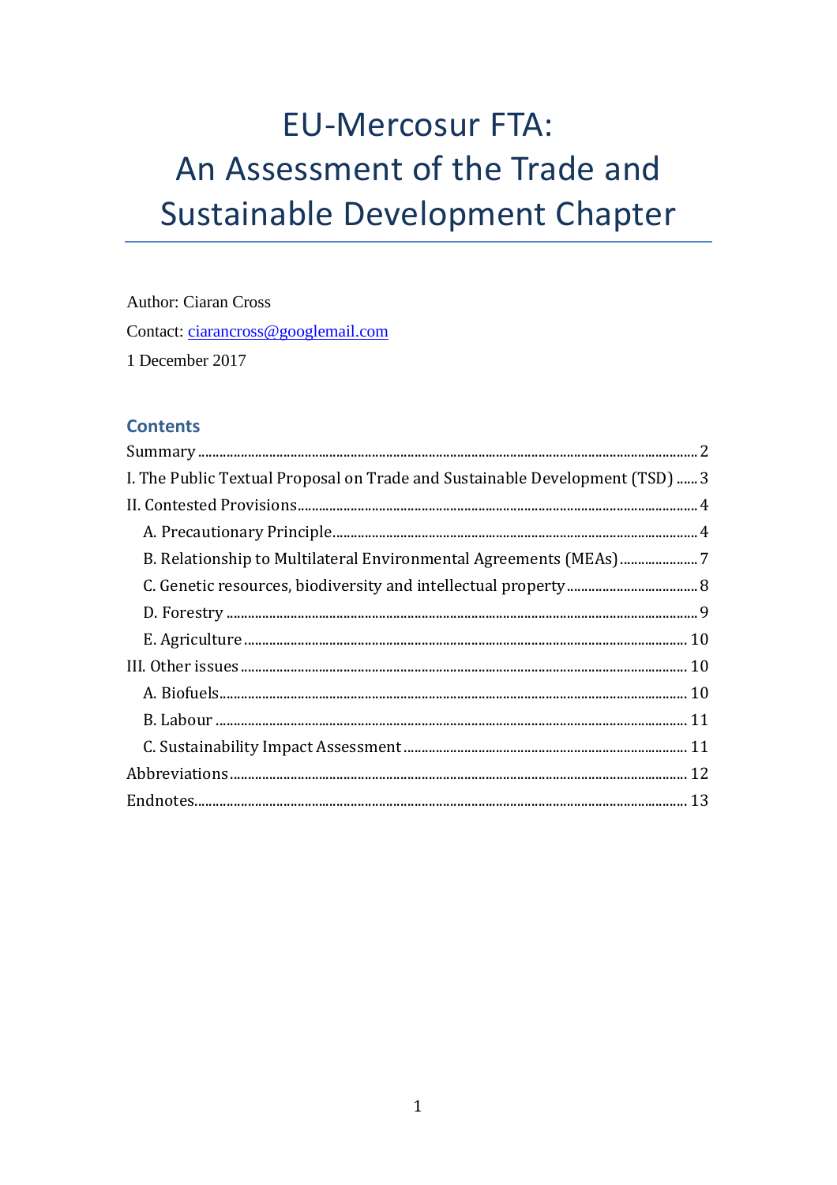# EU-Mercosur FTA: An Assessment of the Trade and Sustainable Development Chapter

Author: Ciaran Cross

Contact: [ciarancross@googlemail.com](mailto:ciarancross@googlemail.com)

1 December 2017

## Contents

Summary ..... 2

I. The Public Textual Proposal on Trade and Sustainable Development (TSD) ..... 3

II. Contested Provisions ..... 4

- A. Precautionary Principle ..... 4
- B. Relationship to Multilateral Environmental Agreements (MEAs) ..... 7
- C. Genetic resources, biodiversity and intellectual property ..... 8
- D. Forestry ..... 9
- E. Agriculture ..... 10

III. Other issues ..... 10

- A. Biofuels ..... 10
- B. Labour ..... 11
- C. Sustainability Impact Assessment ..... 11

Abbreviations ..... 12

Endnotes ..... 13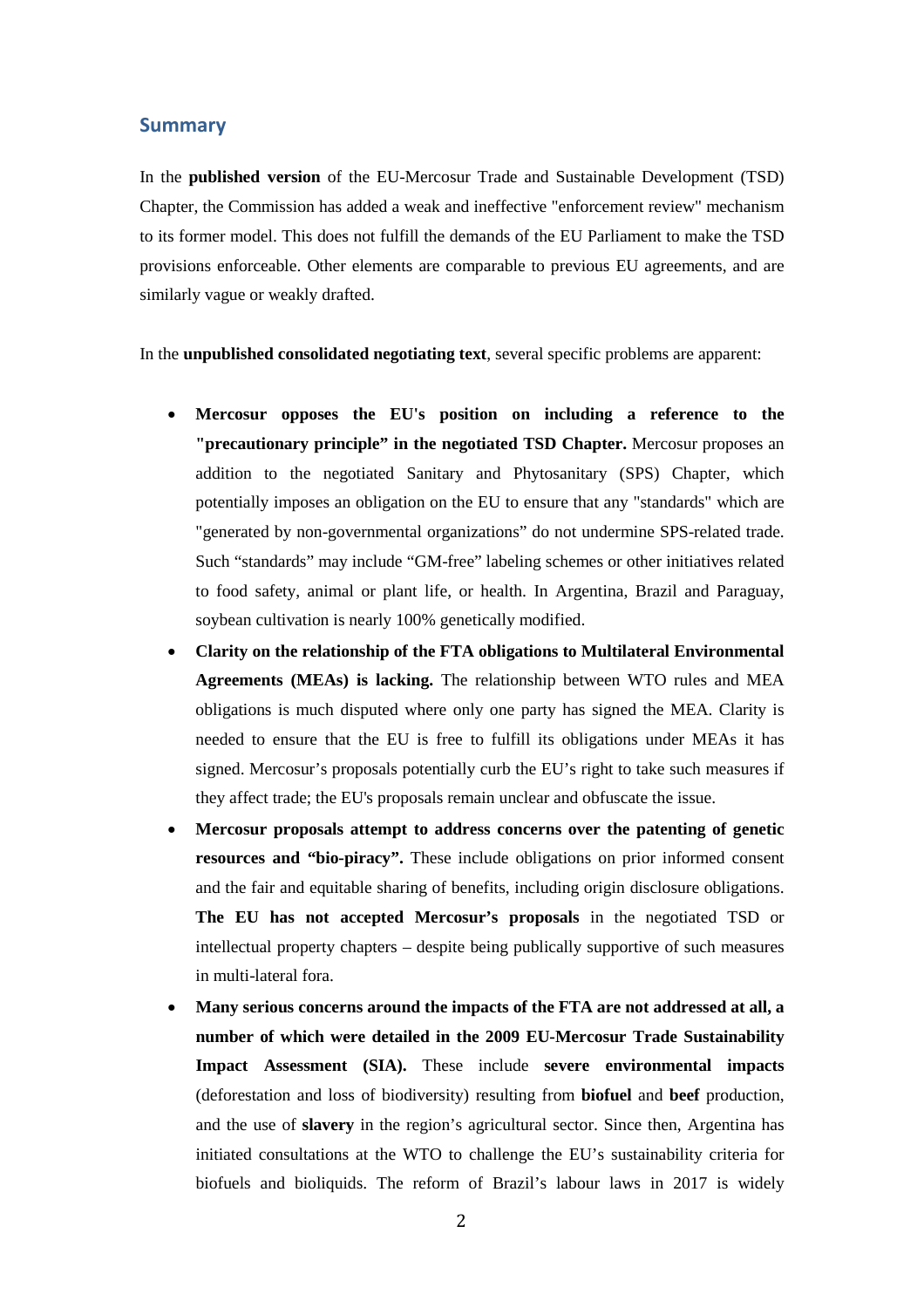## Summary

In the **published version** of the EU-Mercosur Trade and Sustainable Development (TSD) Chapter, the Commission has added a weak and ineffective "enforcement review" mechanism to its former model. This does not fulfill the demands of the EU Parliament to make the TSD provisions enforceable. Other elements are comparable to previous EU agreements, and are similarly vague or weakly drafted.

In the **unpublished consolidated negotiating text**, several specific problems are apparent:

- **Mercosur opposes the EU's position on including a reference to the "precautionary principle" in the negotiated TSD Chapter.** Mercosur proposes an addition to the negotiated Sanitary and Phytosanitary (SPS) Chapter, which potentially imposes an obligation on the EU to ensure that any "standards" which are "generated by non-governmental organizations" do not undermine SPS-related trade. Such "standards" may include "GM-free" labeling schemes or other initiatives related to food safety, animal or plant life, or health. In Argentina, Brazil and Paraguay, soybean cultivation is nearly 100% genetically modified.
- **Clarity on the relationship of the FTA obligations to Multilateral Environmental Agreements (MEAs) is lacking.** The relationship between WTO rules and MEA obligations is much disputed where only one party has signed the MEA. Clarity is needed to ensure that the EU is free to fulfill its obligations under MEAs it has signed. Mercosur's proposals potentially curb the EU's right to take such measures if they affect trade; the EU's proposals remain unclear and obfuscate the issue.
- **Mercosur proposals attempt to address concerns over the patenting of genetic resources and "bio-piracy".** These include obligations on prior informed consent and the fair and equitable sharing of benefits, including origin disclosure obligations. **The EU has not accepted Mercosur's proposals** in the negotiated TSD or intellectual property chapters – despite being publically supportive of such measures in multi-lateral fora.
- **Many serious concerns around the impacts of the FTA are not addressed at all, a number of which were detailed in the 2009 EU-Mercosur Trade Sustainability Impact Assessment (SIA).** These include **severe environmental impacts** (deforestation and loss of biodiversity) resulting from **biofuel** and **beef** production, and the use of **slavery** in the region's agricultural sector. Since then, Argentina has initiated consultations at the WTO to challenge the EU's sustainability criteria for biofuels and bioliquids. The reform of Brazil's labour laws in 2017 is widely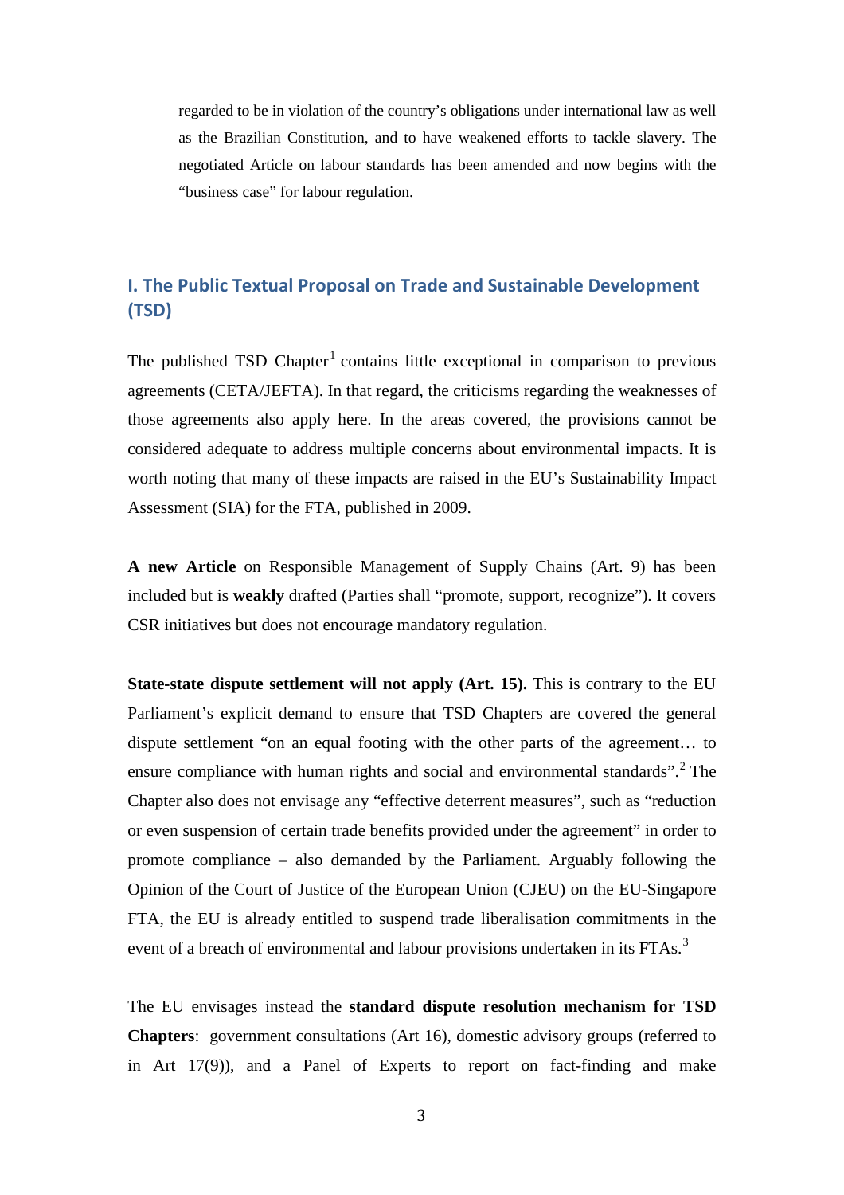regarded to be in violation of the country's obligations under international law as well as the Brazilian Constitution, and to have weakened efforts to tackle slavery. The negotiated Article on labour standards has been amended and now begins with the "business case" for labour regulation.

## I. The Public Textual Proposal on Trade and Sustainable Development (TSD)

The published TSD Chapter[1] contains little exceptional in comparison to previous agreements (CETA/JEFTA). In that regard, the criticisms regarding the weaknesses of those agreements also apply here. In the areas covered, the provisions cannot be considered adequate to address multiple concerns about environmental impacts. It is worth noting that many of these impacts are raised in the EU's Sustainability Impact Assessment (SIA) for the FTA, published in 2009.

**A new Article** on Responsible Management of Supply Chains (Art. 9) has been included but is **weakly** drafted (Parties shall "promote, support, recognize"). It covers CSR initiatives but does not encourage mandatory regulation.

**State-state dispute settlement will not apply (Art. 15).** This is contrary to the EU Parliament's explicit demand to ensure that TSD Chapters are covered the general dispute settlement "on an equal footing with the other parts of the agreement… to ensure compliance with human rights and social and environmental standards".[2] The Chapter also does not envisage any "effective deterrent measures", such as "reduction or even suspension of certain trade benefits provided under the agreement" in order to promote compliance – also demanded by the Parliament. Arguably following the Opinion of the Court of Justice of the European Union (CJEU) on the EU-Singapore FTA, the EU is already entitled to suspend trade liberalisation commitments in the event of a breach of environmental and labour provisions undertaken in its FTAs.[3]

The EU envisages instead the **standard dispute resolution mechanism for TSD Chapters**: government consultations (Art 16), domestic advisory groups (referred to in Art 17(9)), and a Panel of Experts to report on fact-finding and make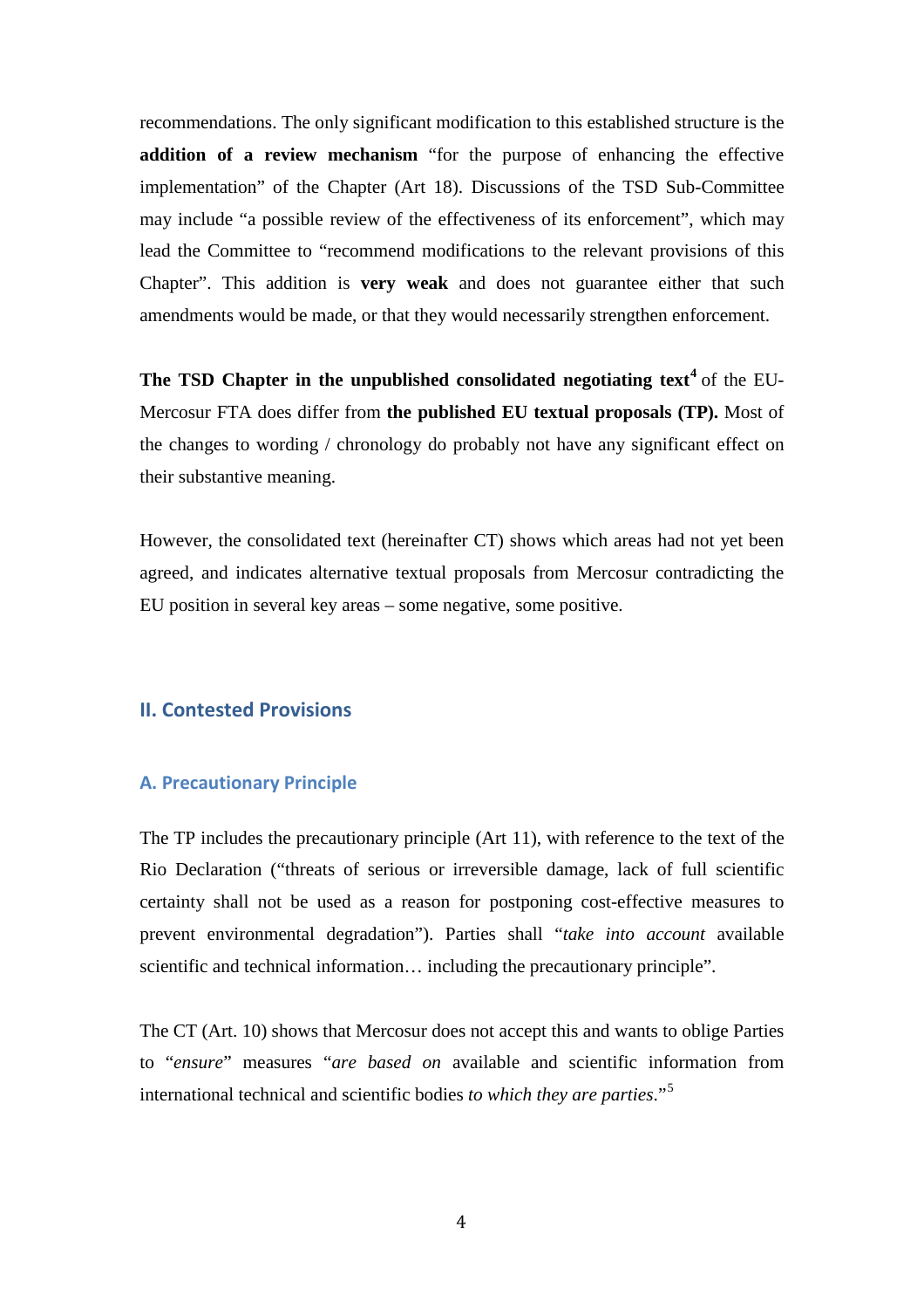recommendations. The only significant modification to this established structure is the **addition of a review mechanism** "for the purpose of enhancing the effective implementation" of the Chapter (Art 18). Discussions of the TSD Sub-Committee may include "a possible review of the effectiveness of its enforcement", which may lead the Committee to "recommend modifications to the relevant provisions of this Chapter". This addition is **very weak** and does not guarantee either that such amendments would be made, or that they would necessarily strengthen enforcement.

**The TSD Chapter in the unpublished consolidated negotiating text**[4] of the EU-Mercosur FTA does differ from **the published EU textual proposals (TP).** Most of the changes to wording / chronology do probably not have any significant effect on their substantive meaning.

However, the consolidated text (hereinafter CT) shows which areas had not yet been agreed, and indicates alternative textual proposals from Mercosur contradicting the EU position in several key areas – some negative, some positive.

## II. Contested Provisions

### A. Precautionary Principle

The TP includes the precautionary principle (Art 11), with reference to the text of the Rio Declaration ("threats of serious or irreversible damage, lack of full scientific certainty shall not be used as a reason for postponing cost-effective measures to prevent environmental degradation"). Parties shall "*take into account* available scientific and technical information… including the precautionary principle".

The CT (Art. 10) shows that Mercosur does not accept this and wants to oblige Parties to "*ensure*" measures "*are based on* available and scientific information from international technical and scientific bodies *to which they are parties*."[5]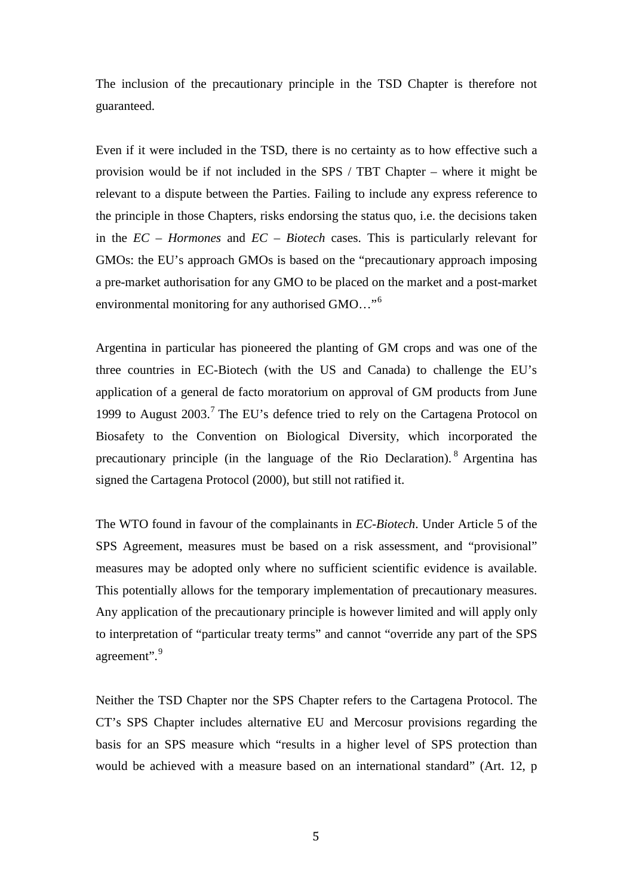The inclusion of the precautionary principle in the TSD Chapter is therefore not guaranteed.

Even if it were included in the TSD, there is no certainty as to how effective such a provision would be if not included in the SPS / TBT Chapter – where it might be relevant to a dispute between the Parties. Failing to include any express reference to the principle in those Chapters, risks endorsing the status quo, i.e. the decisions taken in the *EC – Hormones* and *EC – Biotech* cases. This is particularly relevant for GMOs: the EU's approach GMOs is based on the "precautionary approach imposing a pre-market authorisation for any GMO to be placed on the market and a post-market environmental monitoring for any authorised GMO…"[6]

Argentina in particular has pioneered the planting of GM crops and was one of the three countries in EC-Biotech (with the US and Canada) to challenge the EU's application of a general de facto moratorium on approval of GM products from June 1999 to August 2003.[7] The EU's defence tried to rely on the Cartagena Protocol on Biosafety to the Convention on Biological Diversity, which incorporated the precautionary principle (in the language of the Rio Declaration).[8] Argentina has signed the Cartagena Protocol (2000), but still not ratified it.

The WTO found in favour of the complainants in *EC-Biotech*. Under Article 5 of the SPS Agreement, measures must be based on a risk assessment, and "provisional" measures may be adopted only where no sufficient scientific evidence is available. This potentially allows for the temporary implementation of precautionary measures. Any application of the precautionary principle is however limited and will apply only to interpretation of "particular treaty terms" and cannot "override any part of the SPS agreement".[9]

Neither the TSD Chapter nor the SPS Chapter refers to the Cartagena Protocol. The CT's SPS Chapter includes alternative EU and Mercosur provisions regarding the basis for an SPS measure which "results in a higher level of SPS protection than would be achieved with a measure based on an international standard" (Art. 12, p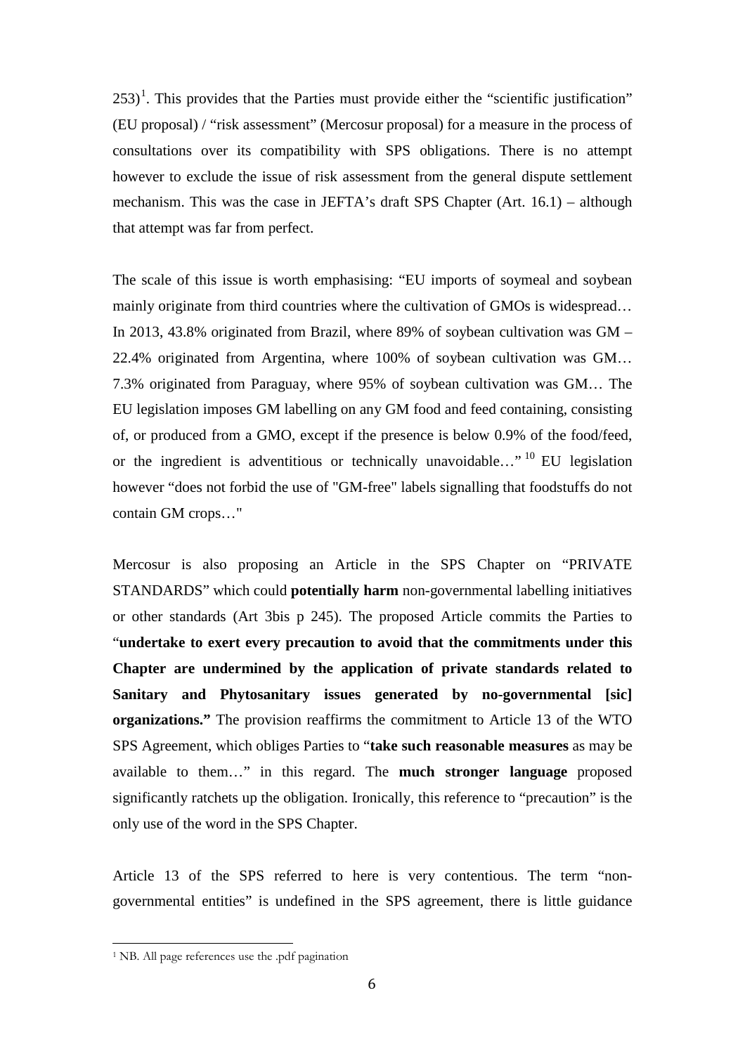253)[1]. This provides that the Parties must provide either the "scientific justification" (EU proposal) / "risk assessment" (Mercosur proposal) for a measure in the process of consultations over its compatibility with SPS obligations. There is no attempt however to exclude the issue of risk assessment from the general dispute settlement mechanism. This was the case in JEFTA's draft SPS Chapter (Art. 16.1) – although that attempt was far from perfect.

The scale of this issue is worth emphasising: "EU imports of soymeal and soybean mainly originate from third countries where the cultivation of GMOs is widespread… In 2013, 43.8% originated from Brazil, where 89% of soybean cultivation was GM – 22.4% originated from Argentina, where 100% of soybean cultivation was GM… 7.3% originated from Paraguay, where 95% of soybean cultivation was GM… The EU legislation imposes GM labelling on any GM food and feed containing, consisting of, or produced from a GMO, except if the presence is below 0.9% of the food/feed, or the ingredient is adventitious or technically unavoidable…" [10] EU legislation however "does not forbid the use of "GM-free" labels signalling that foodstuffs do not contain GM crops…"

Mercosur is also proposing an Article in the SPS Chapter on "PRIVATE STANDARDS" which could **potentially harm** non-governmental labelling initiatives or other standards (Art 3bis p 245). The proposed Article commits the Parties to "**undertake to exert every precaution to avoid that the commitments under this Chapter are undermined by the application of private standards related to Sanitary and Phytosanitary issues generated by no-governmental [sic] organizations."** The provision reaffirms the commitment to Article 13 of the WTO SPS Agreement, which obliges Parties to "**take such reasonable measures** as may be available to them…" in this regard. The **much stronger language** proposed significantly ratchets up the obligation. Ironically, this reference to "precaution" is the only use of the word in the SPS Chapter.

Article 13 of the SPS referred to here is very contentious. The term "non-governmental entities" is undefined in the SPS agreement, there is little guidance

[1] NB. All page references use the .pdf pagination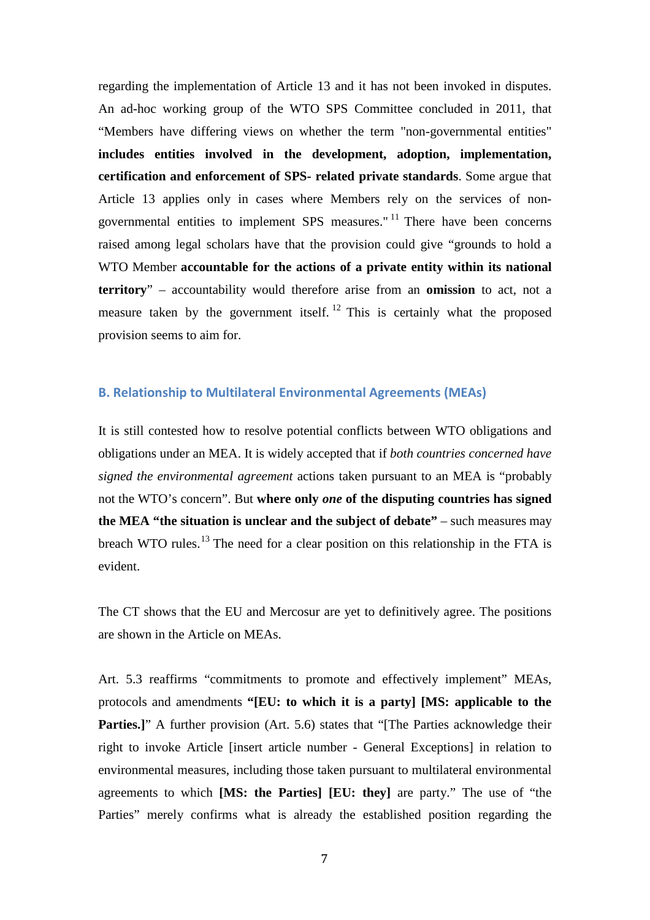regarding the implementation of Article 13 and it has not been invoked in disputes. An ad-hoc working group of the WTO SPS Committee concluded in 2011, that "Members have differing views on whether the term "non-governmental entities" **includes entities involved in the development, adoption, implementation, certification and enforcement of SPS- related private standards**. Some argue that Article 13 applies only in cases where Members rely on the services of non-governmental entities to implement SPS measures."[11] There have been concerns raised among legal scholars have that the provision could give "grounds to hold a WTO Member **accountable for the actions of a private entity within its national territory**" – accountability would therefore arise from an **omission** to act, not a measure taken by the government itself.[12] This is certainly what the proposed provision seems to aim for.

## B. Relationship to Multilateral Environmental Agreements (MEAs)

It is still contested how to resolve potential conflicts between WTO obligations and obligations under an MEA. It is widely accepted that if *both countries concerned have signed the environmental agreement* actions taken pursuant to an MEA is "probably not the WTO's concern". But **where only *one* of the disputing countries has signed the MEA "the situation is unclear and the subject of debate"** – such measures may breach WTO rules.[13] The need for a clear position on this relationship in the FTA is evident.

The CT shows that the EU and Mercosur are yet to definitively agree. The positions are shown in the Article on MEAs.

Art. 5.3 reaffirms "commitments to promote and effectively implement" MEAs, protocols and amendments **"[EU: to which it is a party] [MS: applicable to the Parties.]**" A further provision (Art. 5.6) states that "[The Parties acknowledge their right to invoke Article [insert article number - General Exceptions] in relation to environmental measures, including those taken pursuant to multilateral environmental agreements to which **[MS: the Parties] [EU: they]** are party." The use of "the Parties" merely confirms what is already the established position regarding the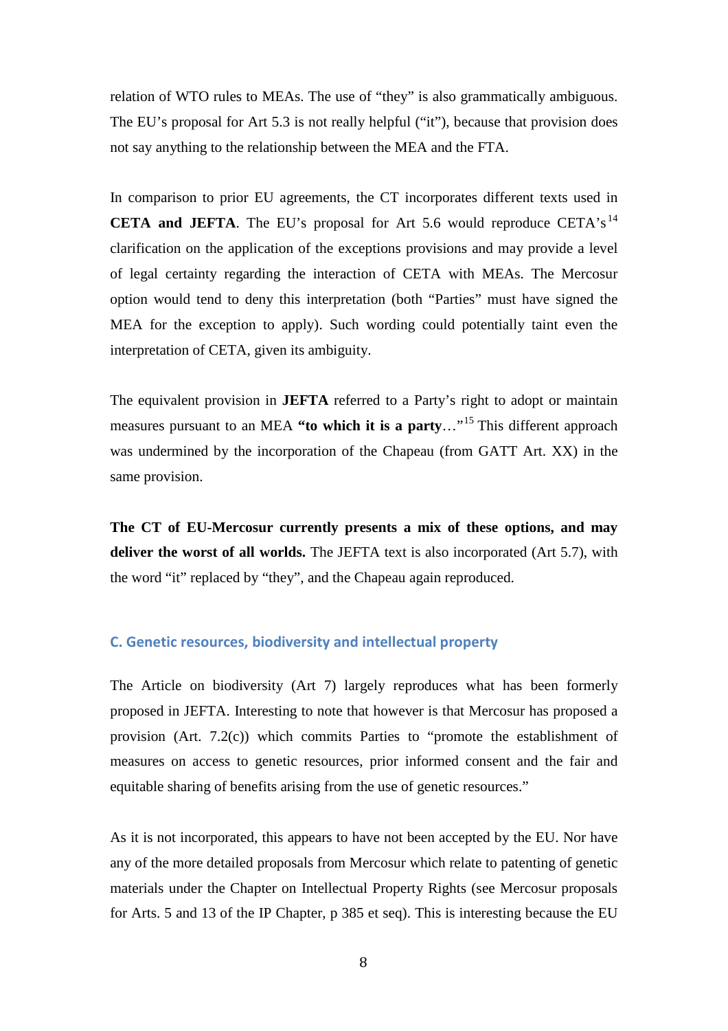relation of WTO rules to MEAs. The use of "they" is also grammatically ambiguous. The EU's proposal for Art 5.3 is not really helpful ("it"), because that provision does not say anything to the relationship between the MEA and the FTA.

In comparison to prior EU agreements, the CT incorporates different texts used in **CETA and JEFTA**. The EU's proposal for Art 5.6 would reproduce CETA's[14] clarification on the application of the exceptions provisions and may provide a level of legal certainty regarding the interaction of CETA with MEAs. The Mercosur option would tend to deny this interpretation (both "Parties" must have signed the MEA for the exception to apply). Such wording could potentially taint even the interpretation of CETA, given its ambiguity.

The equivalent provision in **JEFTA** referred to a Party's right to adopt or maintain measures pursuant to an MEA **"to which it is a party**…"[15] This different approach was undermined by the incorporation of the Chapeau (from GATT Art. XX) in the same provision.

**The CT of EU-Mercosur currently presents a mix of these options, and may deliver the worst of all worlds.** The JEFTA text is also incorporated (Art 5.7), with the word "it" replaced by "they", and the Chapeau again reproduced.

### C. Genetic resources, biodiversity and intellectual property

The Article on biodiversity (Art 7) largely reproduces what has been formerly proposed in JEFTA. Interesting to note that however is that Mercosur has proposed a provision (Art. 7.2(c)) which commits Parties to "promote the establishment of measures on access to genetic resources, prior informed consent and the fair and equitable sharing of benefits arising from the use of genetic resources."

As it is not incorporated, this appears to have not been accepted by the EU. Nor have any of the more detailed proposals from Mercosur which relate to patenting of genetic materials under the Chapter on Intellectual Property Rights (see Mercosur proposals for Arts. 5 and 13 of the IP Chapter, p 385 et seq). This is interesting because the EU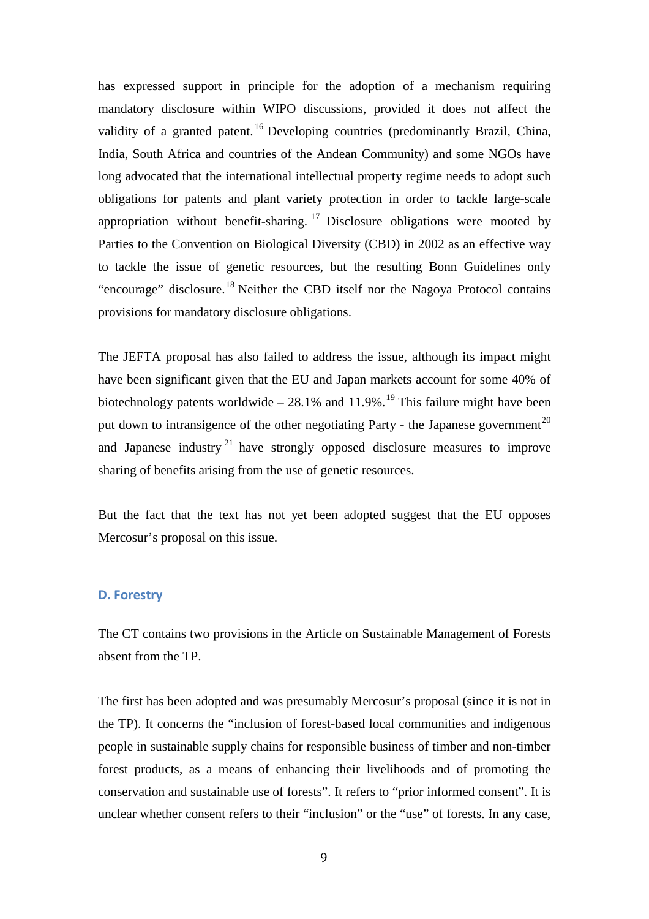has expressed support in principle for the adoption of a mechanism requiring mandatory disclosure within WIPO discussions, provided it does not affect the validity of a granted patent.[16] Developing countries (predominantly Brazil, China, India, South Africa and countries of the Andean Community) and some NGOs have long advocated that the international intellectual property regime needs to adopt such obligations for patents and plant variety protection in order to tackle large-scale appropriation without benefit-sharing.[17] Disclosure obligations were mooted by Parties to the Convention on Biological Diversity (CBD) in 2002 as an effective way to tackle the issue of genetic resources, but the resulting Bonn Guidelines only "encourage" disclosure.[18] Neither the CBD itself nor the Nagoya Protocol contains provisions for mandatory disclosure obligations.

The JEFTA proposal has also failed to address the issue, although its impact might have been significant given that the EU and Japan markets account for some 40% of biotechnology patents worldwide – 28.1% and 11.9%.[19] This failure might have been put down to intransigence of the other negotiating Party - the Japanese government[20] and Japanese industry[21] have strongly opposed disclosure measures to improve sharing of benefits arising from the use of genetic resources.

But the fact that the text has not yet been adopted suggest that the EU opposes Mercosur's proposal on this issue.

### D. Forestry

The CT contains two provisions in the Article on Sustainable Management of Forests absent from the TP.

The first has been adopted and was presumably Mercosur's proposal (since it is not in the TP). It concerns the "inclusion of forest-based local communities and indigenous people in sustainable supply chains for responsible business of timber and non-timber forest products, as a means of enhancing their livelihoods and of promoting the conservation and sustainable use of forests". It refers to "prior informed consent". It is unclear whether consent refers to their "inclusion" or the "use" of forests. In any case,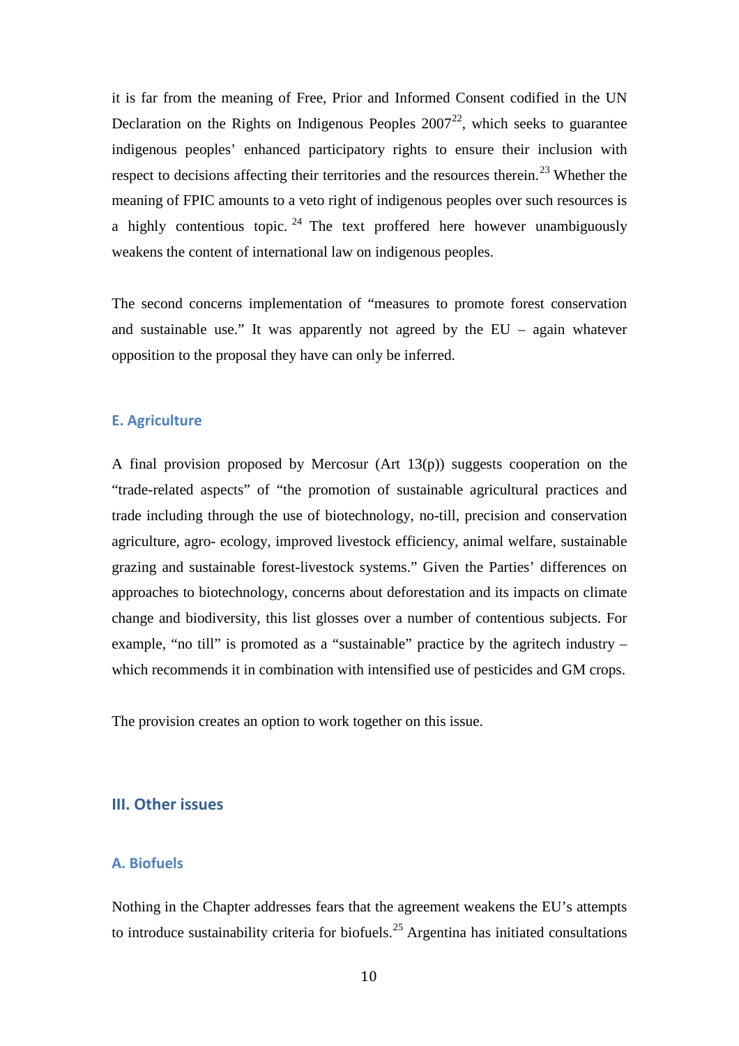it is far from the meaning of Free, Prior and Informed Consent codified in the UN Declaration on the Rights on Indigenous Peoples 2007[22], which seeks to guarantee indigenous peoples' enhanced participatory rights to ensure their inclusion with respect to decisions affecting their territories and the resources therein.[23] Whether the meaning of FPIC amounts to a veto right of indigenous peoples over such resources is a highly contentious topic.[24] The text proffered here however unambiguously weakens the content of international law on indigenous peoples.

The second concerns implementation of "measures to promote forest conservation and sustainable use." It was apparently not agreed by the EU – again whatever opposition to the proposal they have can only be inferred.

### E. Agriculture

A final provision proposed by Mercosur (Art 13(p)) suggests cooperation on the "trade-related aspects" of "the promotion of sustainable agricultural practices and trade including through the use of biotechnology, no-till, precision and conservation agriculture, agro- ecology, improved livestock efficiency, animal welfare, sustainable grazing and sustainable forest-livestock systems." Given the Parties' differences on approaches to biotechnology, concerns about deforestation and its impacts on climate change and biodiversity, this list glosses over a number of contentious subjects. For example, "no till" is promoted as a "sustainable" practice by the agritech industry – which recommends it in combination with intensified use of pesticides and GM crops.

The provision creates an option to work together on this issue.

## III. Other issues

### A. Biofuels

Nothing in the Chapter addresses fears that the agreement weakens the EU's attempts to introduce sustainability criteria for biofuels.[25] Argentina has initiated consultations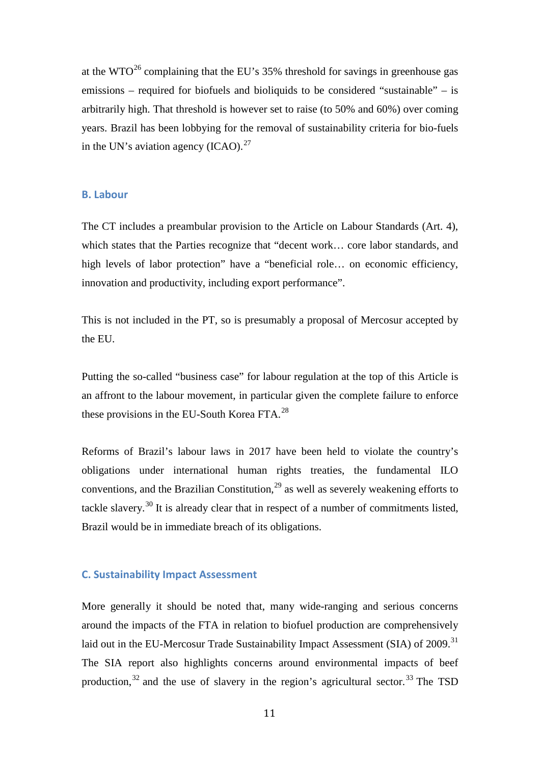at the WTO[26] complaining that the EU's 35% threshold for savings in greenhouse gas emissions – required for biofuels and bioliquids to be considered "sustainable" – is arbitrarily high. That threshold is however set to raise (to 50% and 60%) over coming years. Brazil has been lobbying for the removal of sustainability criteria for bio-fuels in the UN's aviation agency (ICAO).[27]

### B. Labour

The CT includes a preambular provision to the Article on Labour Standards (Art. 4), which states that the Parties recognize that "decent work… core labor standards, and high levels of labor protection" have a "beneficial role… on economic efficiency, innovation and productivity, including export performance".

This is not included in the PT, so is presumably a proposal of Mercosur accepted by the EU.

Putting the so-called "business case" for labour regulation at the top of this Article is an affront to the labour movement, in particular given the complete failure to enforce these provisions in the EU-South Korea FTA.[28]

Reforms of Brazil's labour laws in 2017 have been held to violate the country's obligations under international human rights treaties, the fundamental ILO conventions, and the Brazilian Constitution,[29] as well as severely weakening efforts to tackle slavery.[30] It is already clear that in respect of a number of commitments listed, Brazil would be in immediate breach of its obligations.

### C. Sustainability Impact Assessment

More generally it should be noted that, many wide-ranging and serious concerns around the impacts of the FTA in relation to biofuel production are comprehensively laid out in the EU-Mercosur Trade Sustainability Impact Assessment (SIA) of 2009.[31] The SIA report also highlights concerns around environmental impacts of beef production,[32] and the use of slavery in the region's agricultural sector.[33] The TSD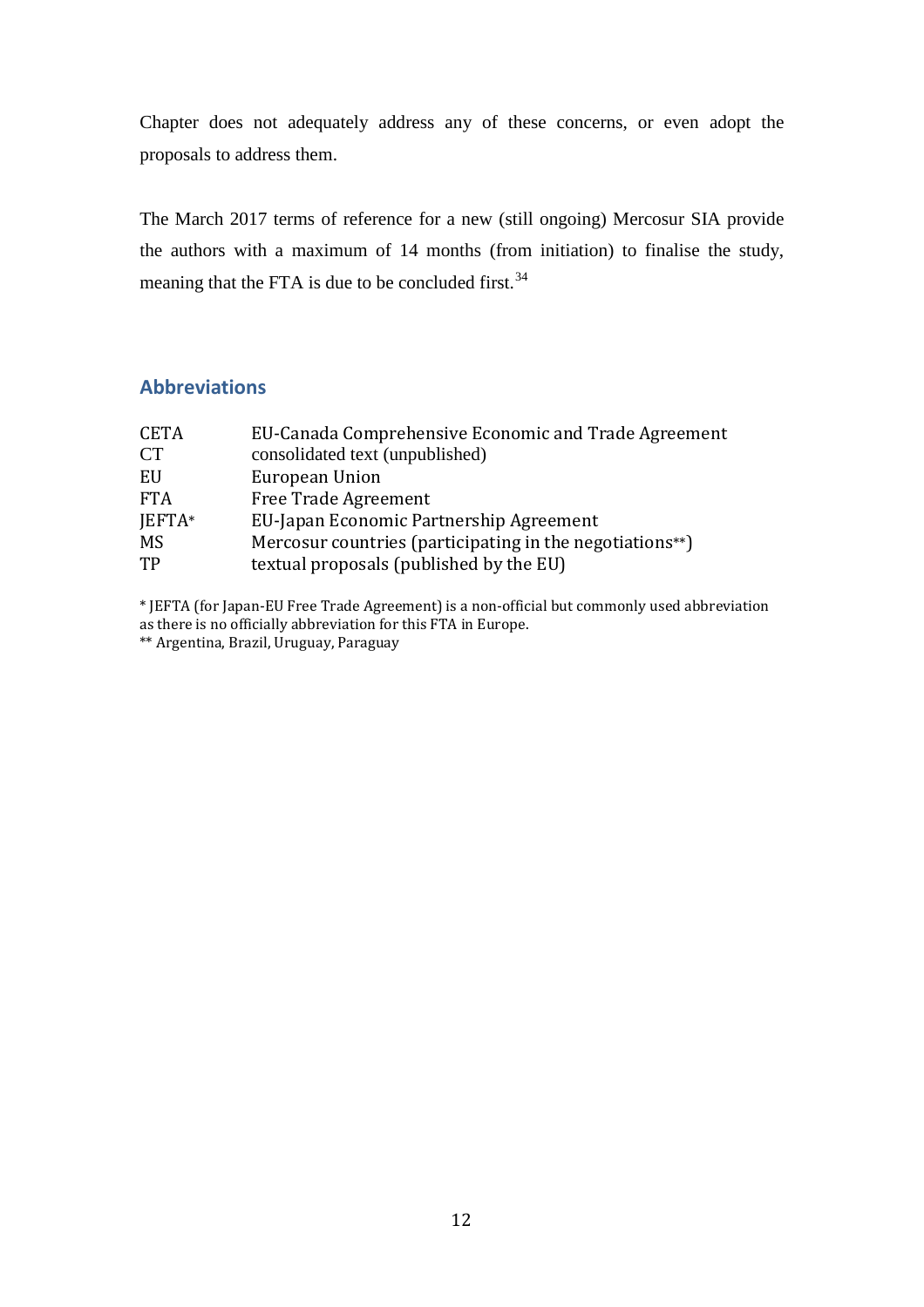Chapter does not adequately address any of these concerns, or even adopt the proposals to address them.

The March 2017 terms of reference for a new (still ongoing) Mercosur SIA provide the authors with a maximum of 14 months (from initiation) to finalise the study, meaning that the FTA is due to be concluded first.[34]

## Abbreviations

| | |
|---|---|
| CETA | EU-Canada Comprehensive Economic and Trade Agreement |
| CT | consolidated text (unpublished) |
| EU | European Union |
| FTA | Free Trade Agreement |
| JEFTA* | EU-Japan Economic Partnership Agreement |
| MS | Mercosur countries (participating in the negotiations**) |
| TP | textual proposals (published by the EU) |

* JEFTA (for Japan-EU Free Trade Agreement) is a non-official but commonly used abbreviation as there is no officially abbreviation for this FTA in Europe.
** Argentina, Brazil, Uruguay, Paraguay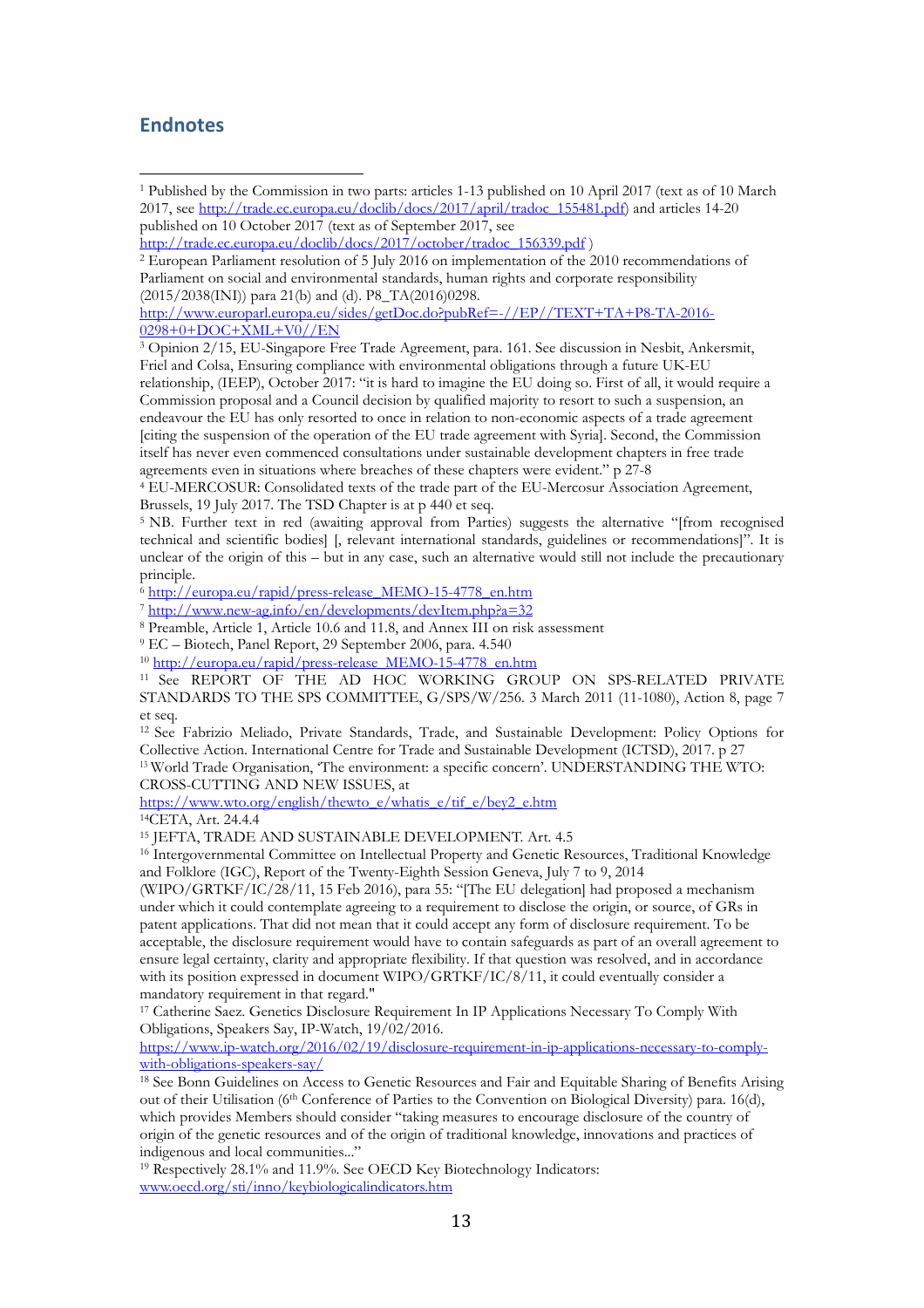## Endnotes

[1] Published by the Commission in two parts: articles 1-13 published on 10 April 2017 (text as of 10 March 2017, see http://trade.ec.europa.eu/doclib/docs/2017/april/tradoc_155481.pdf) and articles 14-20 published on 10 October 2017 (text as of September 2017, see http://trade.ec.europa.eu/doclib/docs/2017/october/tradoc_156339.pdf )

[2] European Parliament resolution of 5 July 2016 on implementation of the 2010 recommendations of Parliament on social and environmental standards, human rights and corporate responsibility (2015/2038(INI)) para 21(b) and (d). P8_TA(2016)0298. http://www.europarl.europa.eu/sides/getDoc.do?pubRef=-//EP//TEXT+TA+P8-TA-2016-0298+0+DOC+XML+V0//EN

[3] Opinion 2/15, EU-Singapore Free Trade Agreement, para. 161. See discussion in Nesbit, Ankersmit, Friel and Colsa, Ensuring compliance with environmental obligations through a future UK-EU relationship, (IEEP), October 2017: "it is hard to imagine the EU doing so. First of all, it would require a Commission proposal and a Council decision by qualified majority to resort to such a suspension, an endeavour the EU has only resorted to once in relation to non-economic aspects of a trade agreement [citing the suspension of the operation of the EU trade agreement with Syria]. Second, the Commission itself has never even commenced consultations under sustainable development chapters in free trade agreements even in situations where breaches of these chapters were evident." p 27-8

[4] EU-MERCOSUR: Consolidated texts of the trade part of the EU-Mercosur Association Agreement, Brussels, 19 July 2017. The TSD Chapter is at p 440 et seq.

[5] NB. Further text in red (awaiting approval from Parties) suggests the alternative "[from recognised technical and scientific bodies] [, relevant international standards, guidelines or recommendations]". It is unclear of the origin of this – but in any case, such an alternative would still not include the precautionary principle.

[6] http://europa.eu/rapid/press-release_MEMO-15-4778_en.htm

[7] http://www.new-ag.info/en/developments/devItem.php?a=32

[8] Preamble, Article 1, Article 10.6 and 11.8, and Annex III on risk assessment

[9] EC – Biotech, Panel Report, 29 September 2006, para. 4.540

[10] http://europa.eu/rapid/press-release_MEMO-15-4778_en.htm

[11] See REPORT OF THE AD HOC WORKING GROUP ON SPS-RELATED PRIVATE STANDARDS TO THE SPS COMMITTEE, G/SPS/W/256. 3 March 2011 (11-1080), Action 8, page 7 et seq.

[12] See Fabrizio Meliado, Private Standards, Trade, and Sustainable Development: Policy Options for Collective Action. International Centre for Trade and Sustainable Development (ICTSD), 2017. p 27

[13] World Trade Organisation, 'The environment: a specific concern'. UNDERSTANDING THE WTO: CROSS-CUTTING AND NEW ISSUES, at https://www.wto.org/english/thewto_e/whatis_e/tif_e/bey2_e.htm

[14] CETA, Art. 24.4.4

[15] JEFTA, TRADE AND SUSTAINABLE DEVELOPMENT. Art. 4.5

[16] Intergovernmental Committee on Intellectual Property and Genetic Resources, Traditional Knowledge and Folklore (IGC), Report of the Twenty-Eighth Session Geneva, July 7 to 9, 2014 (WIPO/GRTKF/IC/28/11, 15 Feb 2016), para 55: "[The EU delegation] had proposed a mechanism under which it could contemplate agreeing to a requirement to disclose the origin, or source, of GRs in patent applications. That did not mean that it could accept any form of disclosure requirement. To be acceptable, the disclosure requirement would have to contain safeguards as part of an overall agreement to ensure legal certainty, clarity and appropriate flexibility. If that question was resolved, and in accordance with its position expressed in document WIPO/GRTKF/IC/8/11, it could eventually consider a mandatory requirement in that regard."

[17] Catherine Saez. Genetics Disclosure Requirement In IP Applications Necessary To Comply With Obligations, Speakers Say, IP-Watch, 19/02/2016. https://www.ip-watch.org/2016/02/19/disclosure-requirement-in-ip-applications-necessary-to-comply-with-obligations-speakers-say/

[18] See Bonn Guidelines on Access to Genetic Resources and Fair and Equitable Sharing of Benefits Arising out of their Utilisation (6th Conference of Parties to the Convention on Biological Diversity) para. 16(d), which provides Members should consider "taking measures to encourage disclosure of the country of origin of the genetic resources and of the origin of traditional knowledge, innovations and practices of indigenous and local communities..."

[19] Respectively 28.1% and 11.9%. See OECD Key Biotechnology Indicators: www.oecd.org/sti/inno/keybiologicalindicators.htm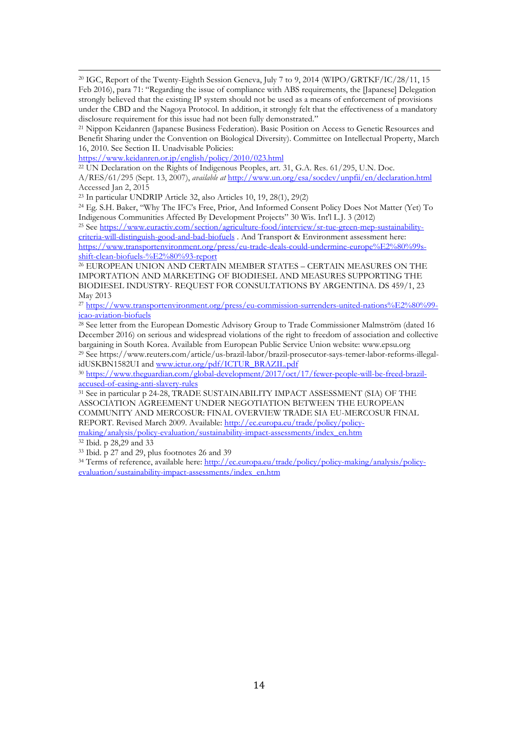[20] IGC, Report of the Twenty-Eighth Session Geneva, July 7 to 9, 2014 (WIPO/GRTKF/IC/28/11, 15 Feb 2016), para 71: "Regarding the issue of compliance with ABS requirements, the [Japanese] Delegation strongly believed that the existing IP system should not be used as a means of enforcement of provisions under the CBD and the Nagoya Protocol. In addition, it strongly felt that the effectiveness of a mandatory disclosure requirement for this issue had not been fully demonstrated."

[21] Nippon Keidanren (Japanese Business Federation). Basic Position on Access to Genetic Resources and Benefit Sharing under the Convention on Biological Diversity). Committee on Intellectual Property, March 16, 2010. See Section II. Unadvisable Policies: https://www.keidanren.or.jp/english/policy/2010/023.html

[22] UN Declaration on the Rights of Indigenous Peoples, art. 31, G.A. Res. 61/295, U.N. Doc. A/RES/61/295 (Sept. 13, 2007), *available at* http://www.un.org/esa/socdev/unpfii/en/declaration.html Accessed Jan 2, 2015

[23] In particular UNDRIP Article 32, also Articles 10, 19, 28(1), 29(2)

[24] Eg. S.H. Baker, "Why The IFC's Free, Prior, And Informed Consent Policy Does Not Matter (Yet) To Indigenous Communities Affected By Development Projects" 30 Wis. Int'l L.J. 3 (2012)

[25] See https://www.euractiv.com/section/agriculture-food/interview/sr-tue-green-mep-sustainability-criteria-will-distinguish-good-and-bad-biofuels . And Transport & Environment assessment here: https://www.transportenvironment.org/press/eu-trade-deals-could-undermine-europe%E2%80%99s-shift-clean-biofuels-%E2%80%93-report

[26] EUROPEAN UNION AND CERTAIN MEMBER STATES – CERTAIN MEASURES ON THE IMPORTATION AND MARKETING OF BIODIESEL AND MEASURES SUPPORTING THE BIODIESEL INDUSTRY- REQUEST FOR CONSULTATIONS BY ARGENTINA. DS 459/1, 23 May 2013

[27] https://www.transportenvironment.org/press/eu-commission-surrenders-united-nations%E2%80%99-icao-aviation-biofuels

[28] See letter from the European Domestic Advisory Group to Trade Commissioner Malmström (dated 16 December 2016) on serious and widespread violations of the right to freedom of association and collective bargaining in South Korea. Available from European Public Service Union website: www.epsu.org

[29] See https://www.reuters.com/article/us-brazil-labor/brazil-prosecutor-says-temer-labor-reforms-illegal-idUSKBN1582UI and www.ictur.org/pdf/ICTUR_BRAZIL.pdf

[30] https://www.theguardian.com/global-development/2017/oct/17/fewer-people-will-be-freed-brazil-accused-of-easing-anti-slavery-rules

[31] See in particular p 24-28, TRADE SUSTAINABILITY IMPACT ASSESSMENT (SIA) OF THE ASSOCIATION AGREEMENT UNDER NEGOTIATION BETWEEN THE EUROPEAN COMMUNITY AND MERCOSUR: FINAL OVERVIEW TRADE SIA EU-MERCOSUR FINAL REPORT. Revised March 2009. Available: http://ec.europa.eu/trade/policy/policy-making/analysis/policy-evaluation/sustainability-impact-assessments/index_en.htm

[32] Ibid. p 28,29 and 33

[33] Ibid. p 27 and 29, plus footnotes 26 and 39

[34] Terms of reference, available here: http://ec.europa.eu/trade/policy/policy-making/analysis/policy-evaluation/sustainability-impact-assessments/index_en.htm